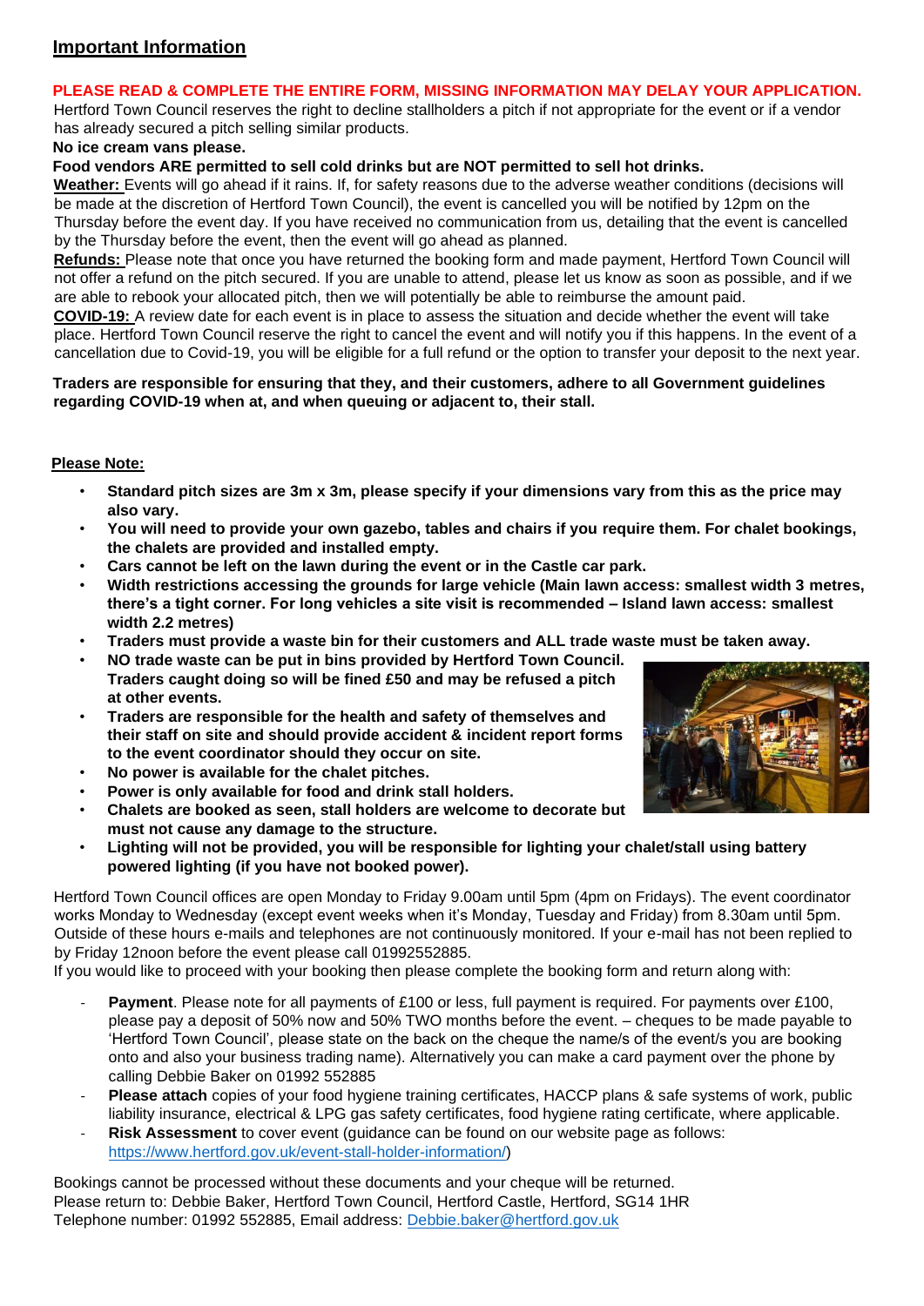## Important Information

**PLEASE READ & COMPLETE THE ENTIRE FORM, MISSING INFORMATION MAY DELAY YOUR APPLICATION.**

Hertford Town Council reserves the right to decline stallholders a pitch if not appropriate for the event or if a vendor has already secured a pitch selling similar products.

**No ice cream vans please.**

**Food vendors ARE permitted to sell cold drinks but are NOT permitted to sell hot drinks.**

**Weather:** Events will go ahead if it rains. If, for safety reasons due to the adverse weather conditions (decisions will be made at the discretion of Hertford Town Council), the event is cancelled you will be notified by 12pm on the Thursday before the event day. If you have received no communication from us, detailing that the event is cancelled by the Thursday before the event, then the event will go ahead as planned.

**Refunds:** Please note that once you have returned the booking form and made payment, Hertford Town Council will not offer a refund on the pitch secured. If you are unable to attend, please let us know as soon as possible, and if we are able to rebook your allocated pitch, then we will potentially be able to reimburse the amount paid.

**COVID-19:** A review date for each event is in place to assess the situation and decide whether the event will take place. Hertford Town Council reserve the right to cancel the event and will notify you if this happens. In the event of a cancellation due to Covid-19, you will be eligible for a full refund or the option to transfer your deposit to the next year.

**Traders are responsible for ensuring that they, and their customers, adhere to all Government guidelines regarding COVID-19 when at, and when queuing or adjacent to, their stall.**

**Please Note:**

- **Standard pitch sizes are 3m x 3m, please specify if your dimensions vary from this as the price may also vary.**
- **You will need to provide your own gazebo, tables and chairs if you require them. For chalet bookings, the chalets are provided and installed empty.**
- **Cars cannot be left on the lawn during the event or in the Castle car park.**
- **Width restrictions accessing the grounds for large vehicle (Main lawn access: smallest width 3 metres, there's a tight corner. For long vehicles a site visit is recommended – Island lawn access: smallest width 2.2 metres)**
- **Traders must provide a waste bin for their customers and ALL trade waste must be taken away.**
- **NO trade waste can be put in bins provided by Hertford Town Council. Traders caught doing so will be fined £50 and may be refused a pitch at other events.**
- **Traders are responsible for the health and safety of themselves and their staff on site and should provide accident & incident report forms to the event coordinator should they occur on site.**
- **No power is available for the chalet pitches.**
- **Power is only available for food and drink stall holders.**
- **Chalets are booked as seen, stall holders are welcome to decorate but must not cause any damage to the structure.**
- **Lighting will not be provided, you will be responsible for lighting your chalet/stall using battery powered lighting (if you have not booked power).**

Hertford Town Council offices are open Monday to Friday 9.00am until 5pm (4pm on Fridays). The event coordinator works Monday to Wednesday (except event weeks when it's Monday, Tuesday and Friday) from 8.30am until 5pm. Outside of these hours e-mails and telephones are not continuously monitored. If your e-mail has not been replied to by Friday 12noon before the event please call 01992552885.

If you would like to proceed with your booking then please complete the booking form and return along with:

- **Payment**. Please note for all payments of £100 or less, full payment is required. For payments over £100, please pay a deposit of 50% now and 50% TWO months before the event. – cheques to be made payable to 'Hertford Town Council', please state on the back on the cheque the name/s of the event/s you are booking onto and also your business trading name). Alternatively you can make a card payment over the phone by calling Debbie Baker on 01992 552885
- **Please attach** copies of your food hygiene training certificates, HACCP plans & safe systems of work, public liability insurance, electrical & LPG gas safety certificates, food hygiene rating certificate, where applicable.
- **Risk Assessment** to cover event (guidance can be found on our website page as follows: https://www.hertford.gov.uk/event-stall-holder-information/)

Bookings cannot be processed without these documents and your cheque will be returned.
Please return to: Debbie Baker, Hertford Town Council, Hertford Castle, Hertford, SG14 1HR
Telephone number: 01992 552885, Email address: Debbie.baker@hertford.gov.uk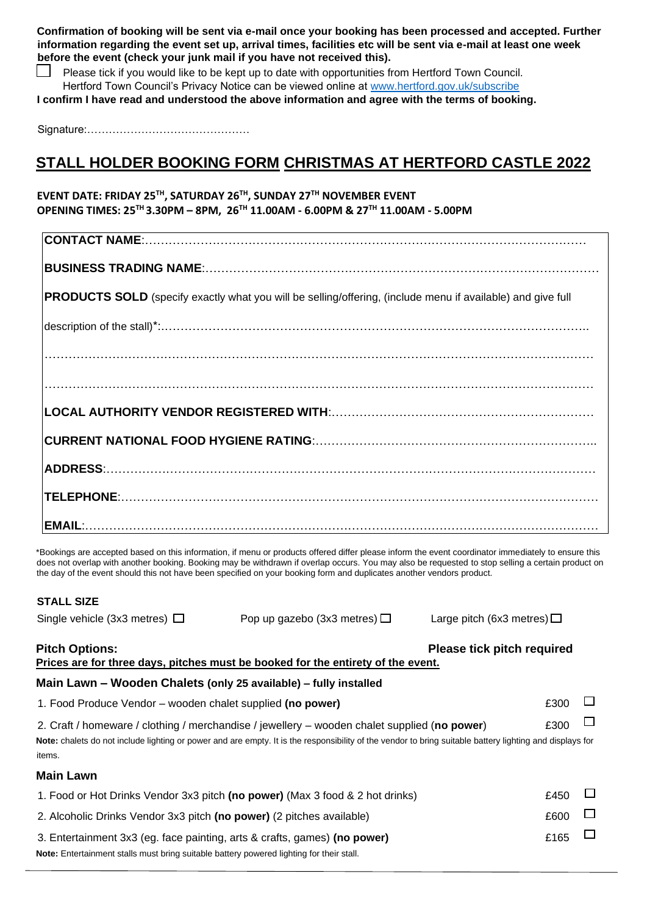**Confirmation of booking will be sent via e-mail once your booking has been processed and accepted. Further information regarding the event set up, arrival times, facilities etc will be sent via e-mail at least one week before the event (check your junk mail if you have not received this).**

☐ Please tick if you would like to be kept up to date with opportunities from Hertford Town Council. Hertford Town Council's Privacy Notice can be viewed online at [www.hertford.gov.uk/subscribe](www.hertford.gov.uk/subscribe)

**I confirm I have read and understood the above information and agree with the terms of booking.**

Signature:………………………………………

# STALL HOLDER BOOKING FORM CHRISTMAS AT HERTFORD CASTLE 2022

**EVENT DATE: FRIDAY 25TH, SATURDAY 26TH, SUNDAY 27TH NOVEMBER EVENT**
**OPENING TIMES: 25TH 3.30PM – 8PM, 26TH 11.00AM - 6.00PM & 27TH 11.00AM - 5.00PM**

**CONTACT NAME**:……………………………………………………………………………………………

**BUSINESS TRADING NAME**:……………………………………………………………………………………

**PRODUCTS SOLD** (specify exactly what you will be selling/offering, (include menu if available) and give full description of the stall)*:……………………………………………………………………………………………

……………………………………………………………………………………………………………………

……………………………………………………………………………………………………………………

**LOCAL AUTHORITY VENDOR REGISTERED WITH**:……………………………………………………………

**CURRENT NATIONAL FOOD HYGIENE RATING**:……………………………………………………………

**ADDRESS**:……………………………………………………………………………………………………

**TELEPHONE**:…………………………………………………………………………………………………

**EMAIL**:…………………………………………………………………………………………………………

*Bookings are accepted based on this information, if menu or products offered differ please inform the event coordinator immediately to ensure this does not overlap with another booking. Booking may be withdrawn if overlap occurs. You may also be requested to stop selling a certain product on the day of the event should this not have been specified on your booking form and duplicates another vendors product.

**STALL SIZE**

Single vehicle (3x3 metres) ☐ Pop up gazebo (3x3 metres) ☐ Large pitch (6x3 metres) ☐

**Pitch Options:** **Please tick pitch required**

**Prices are for three days, pitches must be booked for the entirety of the event.**

### Main Lawn – Wooden Chalets (only 25 available) – fully installed

| | | |
|---|---|---|
| 1. Food Produce Vendor – wooden chalet supplied **(no power)** | £300 | ☐ |
| 2. Craft / homeware / clothing / merchandise / jewellery – wooden chalet supplied (**no power**) | £300 | ☐ |

**Note:** chalets do not include lighting or power and are empty. It is the responsibility of the vendor to bring suitable battery lighting and displays for items.

### Main Lawn

| | | |
|---|---|---|
| 1. Food or Hot Drinks Vendor 3x3 pitch **(no power)** (Max 3 food & 2 hot drinks) | £450 | ☐ |
| 2. Alcoholic Drinks Vendor 3x3 pitch **(no power)** (2 pitches available) | £600 | ☐ |
| 3. Entertainment 3x3 (eg. face painting, arts & crafts, games) **(no power)** | £165 | ☐ |

**Note:** Entertainment stalls must bring suitable battery powered lighting for their stall.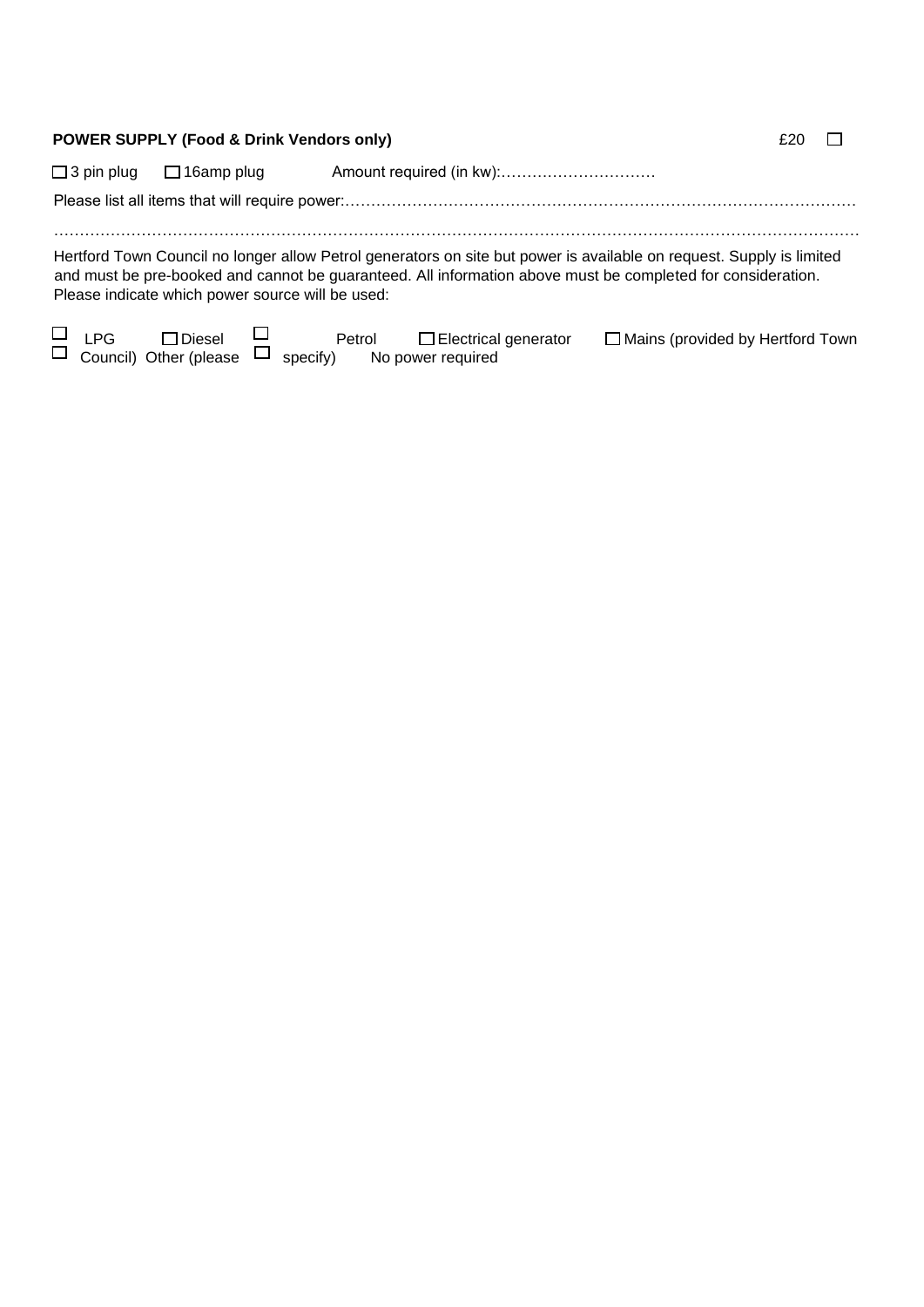**POWER SUPPLY (Food & Drink Vendors only)** £20 ☐

☐ 3 pin plug ☐ 16amp plug Amount required (in kw):…………………………

Please list all items that will require power:………………………………………………………………………………………

……………………………………………………………………………………………………………………………………

Hertford Town Council no longer allow Petrol generators on site but power is available on request. Supply is limited and must be pre-booked and cannot be guaranteed. All information above must be completed for consideration. Please indicate which power source will be used:

☐ LPG ☐ Diesel ☐ Petrol ☐ Electrical generator ☐ Mains (provided by Hertford Town Council) ☐ Other (please specify) ☐ No power required